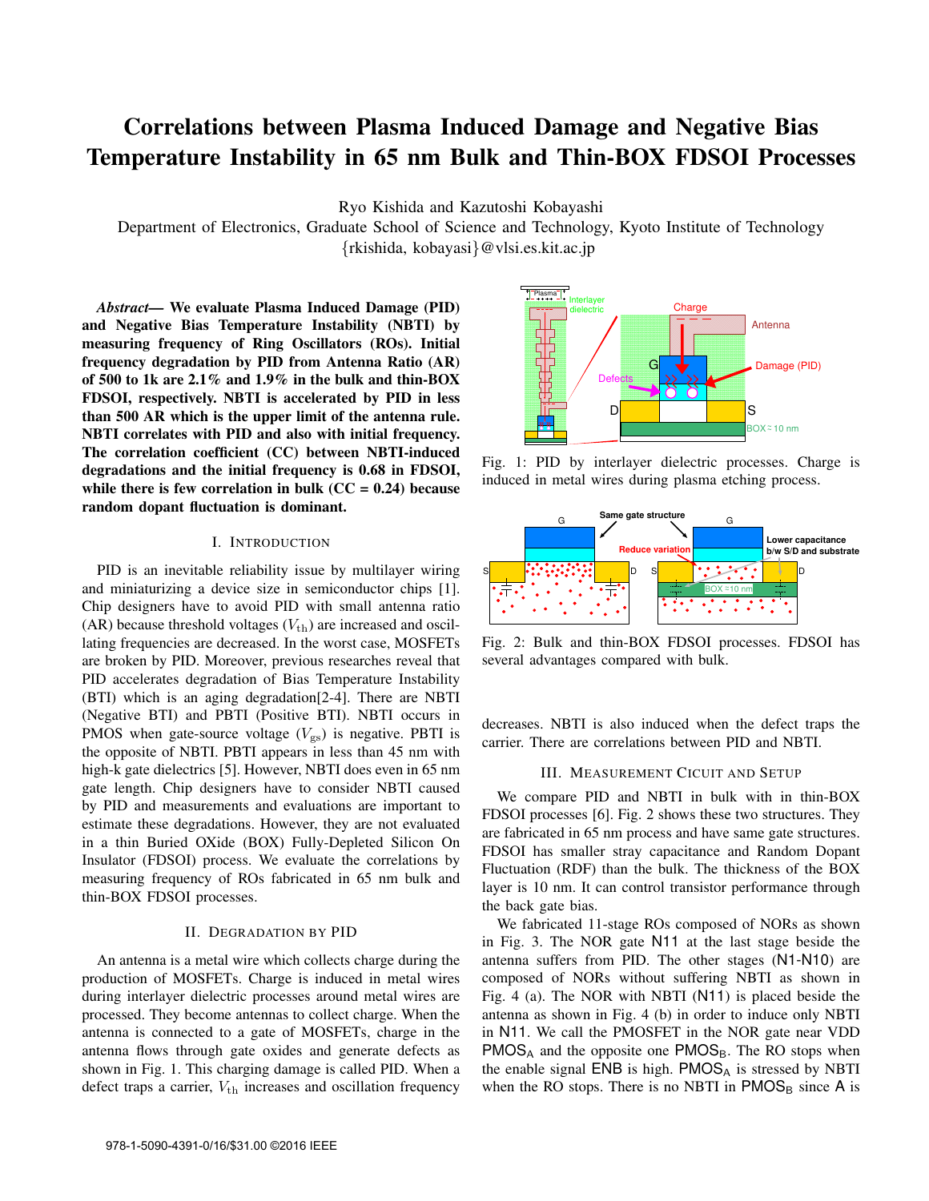# Correlations between Plasma Induced Damage and Negative Bias Temperature Instability in 65 nm Bulk and Thin-BOX FDSOI Processes

Ryo Kishida and Kazutoshi Kobayashi
Department of Electronics, Graduate School of Science and Technology, Kyoto Institute of Technology
{rkishida, kobayasi}@vlsi.es.kit.ac.jp

***Abstract*— We evaluate Plasma Induced Damage (PID) and Negative Bias Temperature Instability (NBTI) by measuring frequency of Ring Oscillators (ROs). Initial frequency degradation by PID from Antenna Ratio (AR) of 500 to 1k are 2.1% and 1.9% from the bulk and thin-BOX FDSOI, respectively. NBTI is accelerated by PID in less than 500 AR which is the upper limit of the antenna rule. NBTI correlates with PID and also with initial frequency. The correlation coefficient (CC) between NBTI-induced degradations and the initial frequency is 0.68 in FDSOI, while there is few correlation in bulk (CC = 0.24) because random dopant fluctuation is dominant.**

## I. Introduction

PID is an inevitable reliability issue by multilayer wiring and miniaturizing a device size in semiconductor chips [1]. Chip designers have to avoid PID with small antenna ratio (AR) because threshold voltages ($V_{\rm th}$) are increased and oscillating frequencies are decreased. In the worst case, MOSFETs are broken by PID. Moreover, previous researches reveal that PID accelerates degradation of Bias Temperature Instability (BTI) which is an aging degradation[2-4]. There are NBTI (Negative BTI) and PBTI (Positive BTI). NBTI occurs in PMOS when gate-source voltage ($V_{\rm gs}$) is negative. PBTI is the opposite of NBTI. PBTI appears in less than 45 nm with high-k gate dielectrics [5]. However, NBTI does even in 65 nm gate length. Chip designers have to consider NBTI caused by PID and measurements and evaluations are important to estimate these degradations. However, they are not evaluated in a thin Buried OXide (BOX) Fully-Depleted Silicon On Insulator (FDSOI) process. We evaluate the correlations by measuring frequency of ROs fabricated in 65 nm bulk and thin-BOX FDSOI processes.

## II. Degradation by PID

An antenna is a metal wire which collects charge during the production of MOSFETs. Charge is induced in metal wires during interlayer dielectric processes around metal wires are processed. They become antennas to collect charge. When the antenna is connected to a gate of MOSFETs, charge in the antenna flows through gate oxides and generate defects as shown in Fig. 1. This charging damage is called PID. When a defect traps a carrier, $V_{\rm th}$ increases and oscillation frequency decreases. NBTI is also induced when the defect traps the carrier. There are correlations between PID and NBTI.

Fig. 1: PID by interlayer dielectric processes. Charge is induced in metal wires during plasma etching process.

Fig. 2: Bulk and thin-BOX FDSOI processes. FDSOI has several advantages compared with bulk.

## III. Measurement Cicuit and Setup

We compare PID and NBTI in bulk with in thin-BOX FDSOI processes [6]. Fig. 2 shows these two structures. They are fabricated in 65 nm process and have same gate structures. FDSOI has smaller stray capacitance and Random Dopant Fluctuation (RDF) than the bulk. The thickness of the BOX layer is 10 nm. It can control transistor performance through the back gate bias.

We fabricated 11-stage ROs composed of NORs as shown in Fig. 3. The NOR gate N11 at the last stage beside the antenna suffers from PID. The other stages (N1-N10) are composed of NORs without suffering NBTI as shown in Fig. 4 (a). The NOR with NBTI (N11) is placed beside the antenna as shown in Fig. 4 (b) in order to induce only NBTI in N11. We call the PMOSFET in the NOR gate near VDD $\mathrm{PMOS_A}$ and the opposite one $\mathrm{PMOS_B}$. The RO stops when the enable signal ENB is high. $\mathrm{PMOS_A}$ is stressed by NBTI when the RO stops. There is no NBTI in $\mathrm{PMOS_B}$ since A is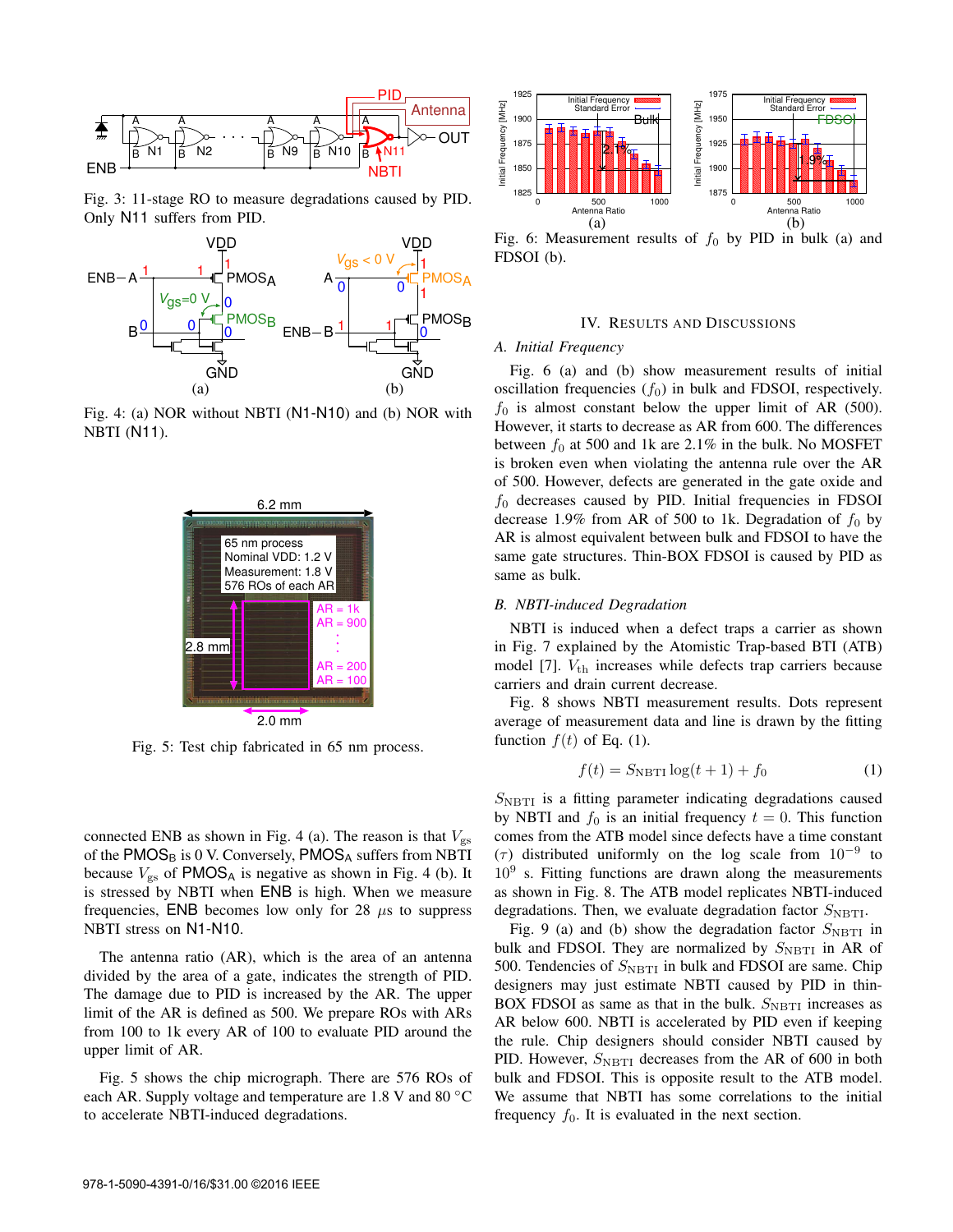Fig. 3: 11-stage RO to measure degradations caused by PID. Only N11 suffers from PID.

Fig. 4: (a) NOR without NBTI (N1-N10) and (b) NOR with NBTI (N11).

Fig. 5: Test chip fabricated in 65 nm process.

connected ENB as shown in Fig. 4 (a). The reason is that $V_{gs}$ of the $PMOS_B$ is 0 V. Conversely, $PMOS_A$ suffers from NBTI because $V_{gs}$ of $PMOS_A$ is negative as shown in Fig. 4 (b). It is stressed by NBTI when ENB is high. When we measure frequencies, ENB becomes low only for 28 $\mu$s to suppress NBTI stress on N1-N10.

The antenna ratio (AR), which is the area of an antenna divided by the area of a gate, indicates the strength of PID. The damage due to PID is increased by the AR. The upper limit of the AR is defined as 500. We prepare ROs with ARs from 100 to 1k every AR of 100 to evaluate PID around the upper limit of AR.

Fig. 5 shows the chip micrograph. There are 576 ROs of each AR. Supply voltage and temperature are 1.8 V and 80 °C to accelerate NBTI-induced degradations.

Fig. 6: Measurement results of $f_0$ by PID in bulk (a) and FDSOI (b).

## IV. Results and Discussions

### A. Initial Frequency

Fig. 6 (a) and (b) show measurement results of initial oscillation frequencies ($f_0$) in bulk and FDSOI, respectively. $f_0$ is almost constant below the upper limit of AR (500). However, it starts to decrease as AR from 600. The differences between $f_0$ at 500 and 1k are 2.1% in the bulk. No MOSFET is broken even when violating the antenna rule over the AR of 500. However, defects are generated in the gate oxide and $f_0$ decreases caused by PID. Initial frequencies in FDSOI decrease 1.9% from AR of 500 to 1k. Degradation of $f_0$ by AR is almost equivalent between bulk and FDSOI to have the same gate structures. Thin-BOX FDSOI is caused by PID as same as bulk.

### B. NBTI-induced Degradation

NBTI is induced when a defect traps a carrier as shown in Fig. 7 explained by the Atomistic Trap-based BTI (ATB) model [7]. $V_{th}$ increases while defects trap carriers because carriers and drain current decrease.

Fig. 8 shows NBTI measurement results. Dots represent average of measurement data and line is drawn by the fitting function $f(t)$ of Eq. (1).

$$f(t) = S_{\rm NBTI} \log(t+1) + f_0 \quad (1)$$

$S_{\rm NBTI}$ is a fitting parameter indicating degradations caused by NBTI and $f_0$ is an initial frequency $t = 0$. This function comes from the ATB model since defects have a time constant ($\tau$) distributed uniformly on the log scale from $10^{-9}$ to $10^{9}$ s. Fitting functions are drawn along the measurements as shown in Fig. 8. The ATB model replicates NBTI-induced degradations. Then, we evaluate degradation factor $S_{\rm NBTI}$.

Fig. 9 (a) and (b) show the degradation factor $S_{\rm NBTI}$ in bulk and FDSOI. They are normalized by $S_{\rm NBTI}$ in AR of 500. Tendencies of $S_{\rm NBTI}$ in bulk and FDSOI are same. Chip designers may just estimate NBTI caused by PID in thin-BOX FDSOI as same as that in the bulk. $S_{\rm NBTI}$ increases as AR below 600. NBTI is accelerated by PID even if keeping the rule. Chip designers should consider NBTI caused by PID. However, $S_{\rm NBTI}$ decreases from the AR of 600 in both bulk and FDSOI. This is opposite result to the ATB model. We assume that NBTI has some correlations to the initial frequency $f_0$. It is evaluated in the next section.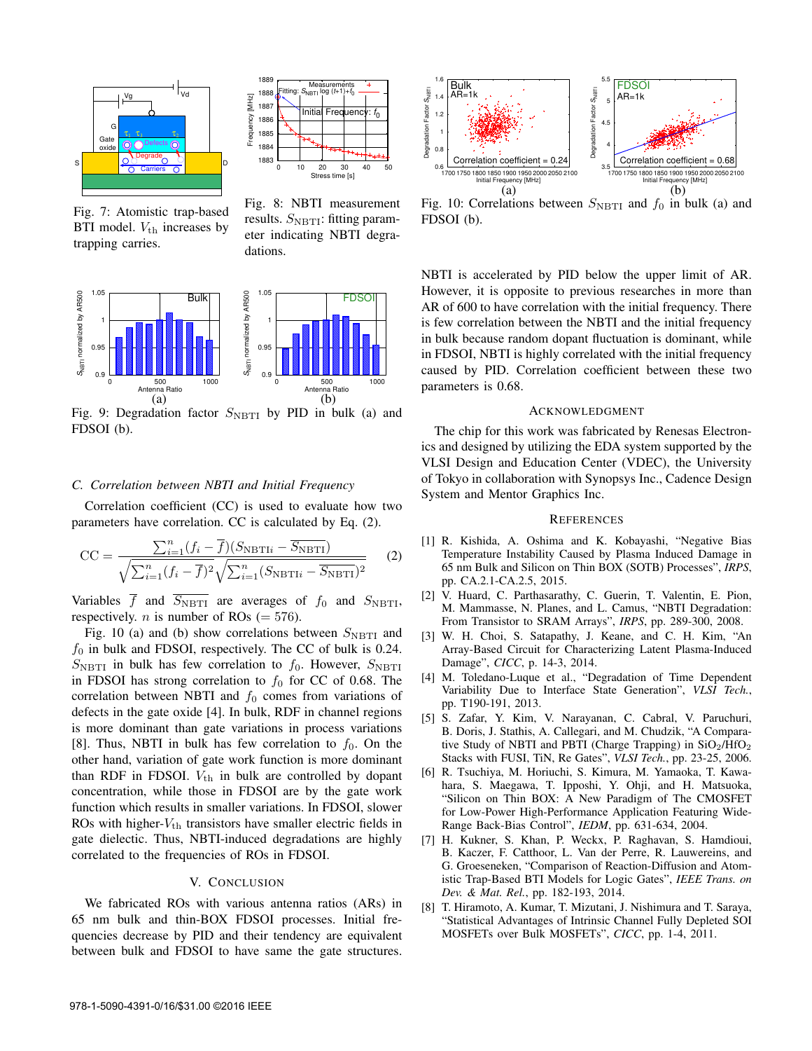G

Vg

Vd

Gate oxide

S

D

$\tau_1$ $\tau_3$ $\tau_2$

Defects

Degrade

Carriers

Fig. 7: Atomistic trap-based BTI model. $V_{\rm th}$ increases by trapping carries.

Measurements

Fitting: $S_{\rm NBTI}$ log $(t+1)+f_0$

Initial Frequency: $f_0$

Frequency [MHz]

1889
1888
1887
1886
1885
1884
1883

0 10 20 30 40 50

Stress time [s]

Fig. 8: NBTI measurement results. $S_{\rm NBTI}$: fitting parameter indicating NBTI degradations.

Bulk

FDSOI

$S_{\rm NBTI}$ normalized by AR500

1.05
1
0.95
0.9

0 500 1000

Antenna Ratio

(a)

(b)

Fig. 9: Degradation factor $S_{\rm NBTI}$ by PID in bulk (a) and FDSOI (b).

Bulk
AR=1k

Degradation Factor $S_{\rm NBTI}$

1.6
1.4
1.2
1
0.8
0.6

Correlation coefficient = 0.24

1700 1750 1800 1850 1900 1950 2000 2050 2100

Initial Frequency [MHz]

(a)

FDSOI
AR=1k

5.5
5
4.5
4
3.5

Correlation coefficient = 0.68

1700 1750 1800 1850 1900 1950 2000 2050 2100

Initial Frequency [MHz]

(b)

Fig. 10: Correlations between $S_{\rm NBTI}$ and $f_0$ in bulk (a) and FDSOI (b).

### C. Correlation between NBTI and Initial Frequency

Correlation coefficient (CC) is used to evaluate how two parameters have correlation. CC is calculated by Eq. (2).

$$\mathrm{CC} = \frac{\sum_{i=1}^{n}(f_i - \overline{f})(S_{\mathrm{NBTI}i} - \overline{S_{\mathrm{NBTI}}})}{\sqrt{\sum_{i=1}^{n}(f_i - \overline{f})^2}\sqrt{\sum_{i=1}^{n}(S_{\mathrm{NBTI}i} - \overline{S_{\mathrm{NBTI}}})^2}} \quad (2)$$

Variables $\overline{f}$ and $\overline{S_{\rm NBTI}}$ are averages of $f_0$ and $S_{\rm NBTI}$, respectively. $n$ is number of ROs ($= 576$).

Fig. 10 (a) and (b) show correlations between $S_{\rm NBTI}$ and $f_0$ in bulk and FDSOI, respectively. The CC of bulk is 0.24. $S_{\rm NBTI}$ in bulk has few correlation to $f_0$. However, $S_{\rm NBTI}$ in FDSOI has strong correlation to $f_0$ for CC of 0.68. The correlation between NBTI and $f_0$ comes from variations of defects in the gate oxide [4]. In bulk, RDF in channel regions is more dominant than gate variations in process variations [8]. Thus, NBTI in bulk has few correlation to $f_0$. On the other hand, variation of gate work function is more dominant than RDF in FDSOI. $V_{\rm th}$ in bulk are controlled by dopant concentration, while those in FDSOI are by the gate work function which results in smaller variations. In FDSOI, slower ROs with higher-$V_{\rm th}$ transistors have smaller electric fields in gate dielectic. Thus, NBTI-induced degradations are highly correlated to the frequencies of ROs in FDSOI.

## V. Conclusion

We fabricated ROs with various antenna ratios (ARs) in 65 nm bulk and thin-BOX FDSOI processes. Initial frequencies decrease by PID and their tendency are equivalent between bulk and FDSOI to have same the gate structures. NBTI is accelerated by PID below the upper limit of AR. However, it is opposite to previous researches in more than AR of 600 to have correlation with the initial frequency. There is few correlation between the NBTI and the initial frequency in bulk because random dopant fluctuation is dominant, while in FDSOI, NBTI is highly correlated with the initial frequency caused by PID. Correlation coefficient between these two parameters is 0.68.

## Acknowledgment

The chip for this work was fabricated by Renesas Electronics and designed by utilizing the EDA system supported by the VLSI Design and Education Center (VDEC), the University of Tokyo in collaboration with Synopsys Inc., Cadence Design System and Mentor Graphics Inc.

## References

[1] R. Kishida, A. Oshima and K. Kobayashi, "Negative Bias Temperature Instability Caused by Plasma Induced Damage in 65 nm Bulk and Silicon on Thin BOX (SOTB) Processes", *IRPS*, pp. CA.2.1-CA.2.5, 2015.

[2] V. Huard, C. Parthasarathy, C. Guerin, T. Valentin, E. Pion, M. Mammasse, N. Planes, and L. Camus, "NBTI Degradation: From Transistor to SRAM Arrays", *IRPS*, pp. 289-300, 2008.

[3] W. H. Choi, S. Satapathy, J. Keane, and C. H. Kim, "An Array-Based Circuit for Characterizing Latent Plasma-Induced Damage", *CICC*, p. 14-3, 2014.

[4] M. Toledano-Luque et al., "Degradation of Time Dependent Variability Due to Interface State Generation", *VLSI Tech.*, pp. T190-191, 2013.

[5] S. Zafar, Y. Kim, V. Narayanan, C. Cabral, V. Paruchuri, B. Doris, J. Stathis, A. Callegari, and M. Chudzik, "A Comparative Study of NBTI and PBTI (Charge Trapping) in $SiO_2$/$HfO_2$ Stacks with FUSI, TiN, Re Gates", *VLSI Tech.*, pp. 23-25, 2006.

[6] R. Tsuchiya, M. Horiuchi, S. Kimura, M. Yamaoka, T. Kawahara, S. Maegawa, T. Ipposhi, Y. Ohji, and H. Matsuoka, "Silicon on Thin BOX: A New Paradigm of The CMOSFET for Low-Power High-Performance Application Featuring Wide-Range Back-Bias Control", *IEDM*, pp. 631-634, 2004.

[7] H. Kukner, S. Khan, P. Weckx, P. Raghavan, S. Hamdioui, B. Kaczer, F. Catthoor, L. Van der Perre, R. Lauwereins, and G. Groeseneken, "Comparison of Reaction-Diffusion and Atomistic Trap-Based BTI Models for Logic Gates", *IEEE Trans. on Dev. & Mat. Rel.*, pp. 182-193, 2014.

[8] T. Hiramoto, A. Kumar, T. Mizutani, J. Nishimura and T. Saraya, "Statistical Advantages of Intrinsic Channel Fully Depleted SOI MOSFETs over Bulk MOSFETs", *CICC*, pp. 1-4, 2011.